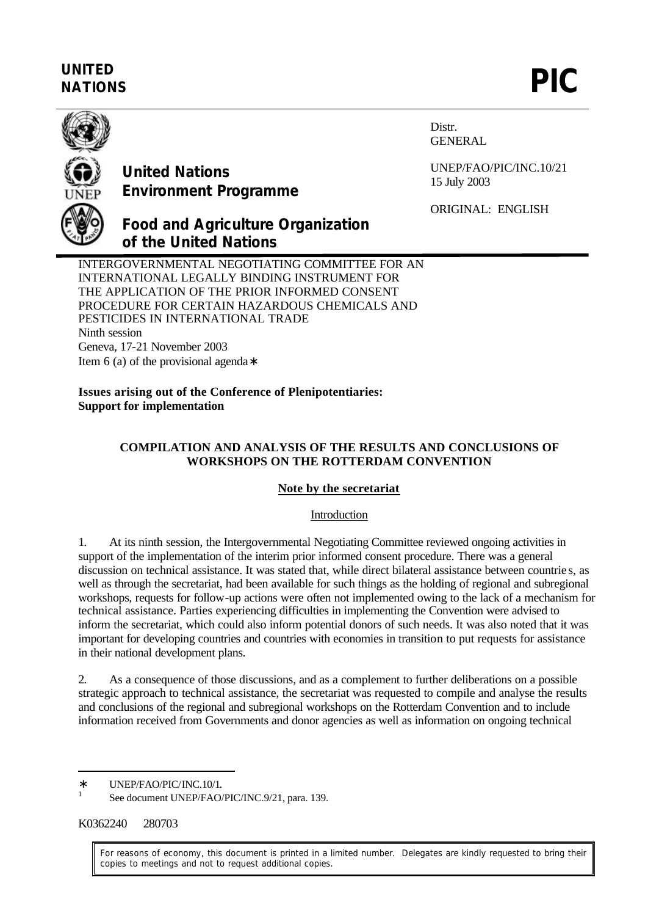**UNITED NATIONS** **PIC**

**United Nations Environment Programme**

**Food and Agriculture Organization of the United Nations**

Distr.
GENERAL

UNEP/FAO/PIC/INC.10/21
15 July 2003

ORIGINAL: ENGLISH

INTERGOVERNMENTAL NEGOTIATING COMMITTEE FOR AN INTERNATIONAL LEGALLY BINDING INSTRUMENT FOR THE APPLICATION OF THE PRIOR INFORMED CONSENT PROCEDURE FOR CERTAIN HAZARDOUS CHEMICALS AND PESTICIDES IN INTERNATIONAL TRADE
Ninth session
Geneva, 17-21 November 2003
Item 6 (a) of the provisional agenda*

**Issues arising out of the Conference of Plenipotentiaries: Support for implementation**

**COMPILATION AND ANALYSIS OF THE RESULTS AND CONCLUSIONS OF WORKSHOPS ON THE ROTTERDAM CONVENTION**

**Note by the secretariat**

Introduction

1. At its ninth session, the Intergovernmental Negotiating Committee reviewed ongoing activities in support of the implementation of the interim prior informed consent procedure. There was a general discussion on technical assistance. It was stated that, while direct bilateral assistance between countries, as well as through the secretariat, had been available for such things as the holding of regional and subregional workshops, requests for follow-up actions were often not implemented owing to the lack of a mechanism for technical assistance. Parties experiencing difficulties in implementing the Convention were advised to inform the secretariat, which could also inform potential donors of such needs. It was also noted that it was important for developing countries and countries with economies in transition to put requests for assistance in their national development plans.

2. As a consequence of those discussions, and as a complement to further deliberations on a possible strategic approach to technical assistance, the secretariat was requested to compile and analyse the results and conclusions of the regional and subregional workshops on the Rotterdam Convention and to include information received from Governments and donor agencies as well as information on ongoing technical

---

\* UNEP/FAO/PIC/INC.10/1.

[1] See document UNEP/FAO/PIC/INC.9/21, para. 139.

K0362240 280703

For reasons of economy, this document is printed in a limited number. Delegates are kindly requested to bring their copies to meetings and not to request additional copies.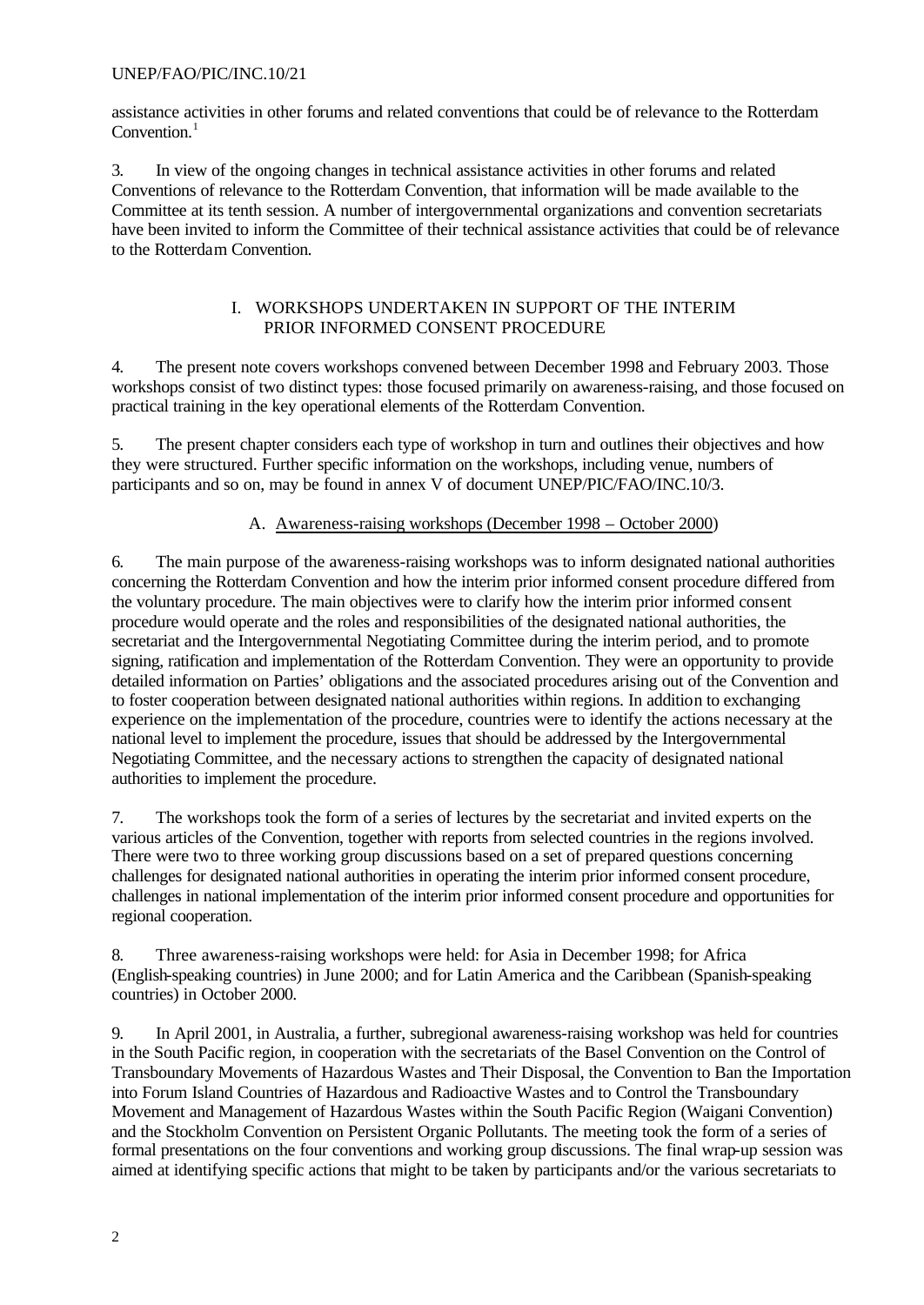assistance activities in other forums and related conventions that could be of relevance to the Rotterdam Convention.[1]

3. In view of the ongoing changes in technical assistance activities in other forums and related Conventions of relevance to the Rotterdam Convention, that information will be made available to the Committee at its tenth session. A number of intergovernmental organizations and convention secretariats have been invited to inform the Committee of their technical assistance activities that could be of relevance to the Rotterdam Convention.

## I. WORKSHOPS UNDERTAKEN IN SUPPORT OF THE INTERIM PRIOR INFORMED CONSENT PROCEDURE

4. The present note covers workshops convened between December 1998 and February 2003. Those workshops consist of two distinct types: those focused primarily on awareness-raising, and those focused on practical training in the key operational elements of the Rotterdam Convention.

5. The present chapter considers each type of workshop in turn and outlines their objectives and how they were structured. Further specific information on the workshops, including venue, numbers of participants and so on, may be found in annex V of document UNEP/PIC/FAO/INC.10/3.

### A. Awareness-raising workshops (December 1998 – October 2000)

6. The main purpose of the awareness-raising workshops was to inform designated national authorities concerning the Rotterdam Convention and how the interim prior informed consent procedure differed from the voluntary procedure. The main objectives were to clarify how the interim prior informed consent procedure would operate and the roles and responsibilities of the designated national authorities, the secretariat and the Intergovernmental Negotiating Committee during the interim period, and to promote signing, ratification and implementation of the Rotterdam Convention. They were an opportunity to provide detailed information on Parties' obligations and the associated procedures arising out of the Convention and to foster cooperation between designated national authorities within regions. In addition to exchanging experience on the implementation of the procedure, countries were to identify the actions necessary at the national level to implement the procedure, issues that should be addressed by the Intergovernmental Negotiating Committee, and the necessary actions to strengthen the capacity of designated national authorities to implement the procedure.

7. The workshops took the form of a series of lectures by the secretariat and invited experts on the various articles of the Convention, together with reports from selected countries in the regions involved. There were two to three working group discussions based on a set of prepared questions concerning challenges for designated national authorities in operating the interim prior informed consent procedure, challenges in national implementation of the interim prior informed consent procedure and opportunities for regional cooperation.

8. Three awareness-raising workshops were held: for Asia in December 1998; for Africa (English-speaking countries) in June 2000; and for Latin America and the Caribbean (Spanish-speaking countries) in October 2000.

9. In April 2001, in Australia, a further, subregional awareness-raising workshop was held for countries in the South Pacific region, in cooperation with the secretariats of the Basel Convention on the Control of Transboundary Movements of Hazardous Wastes and Their Disposal, the Convention to Ban the Importation into Forum Island Countries of Hazardous and Radioactive Wastes and to Control the Transboundary Movement and Management of Hazardous Wastes within the South Pacific Region (Waigani Convention) and the Stockholm Convention on Persistent Organic Pollutants. The meeting took the form of a series of formal presentations on the four conventions and working group discussions. The final wrap-up session was aimed at identifying specific actions that might to be taken by participants and/or the various secretariats to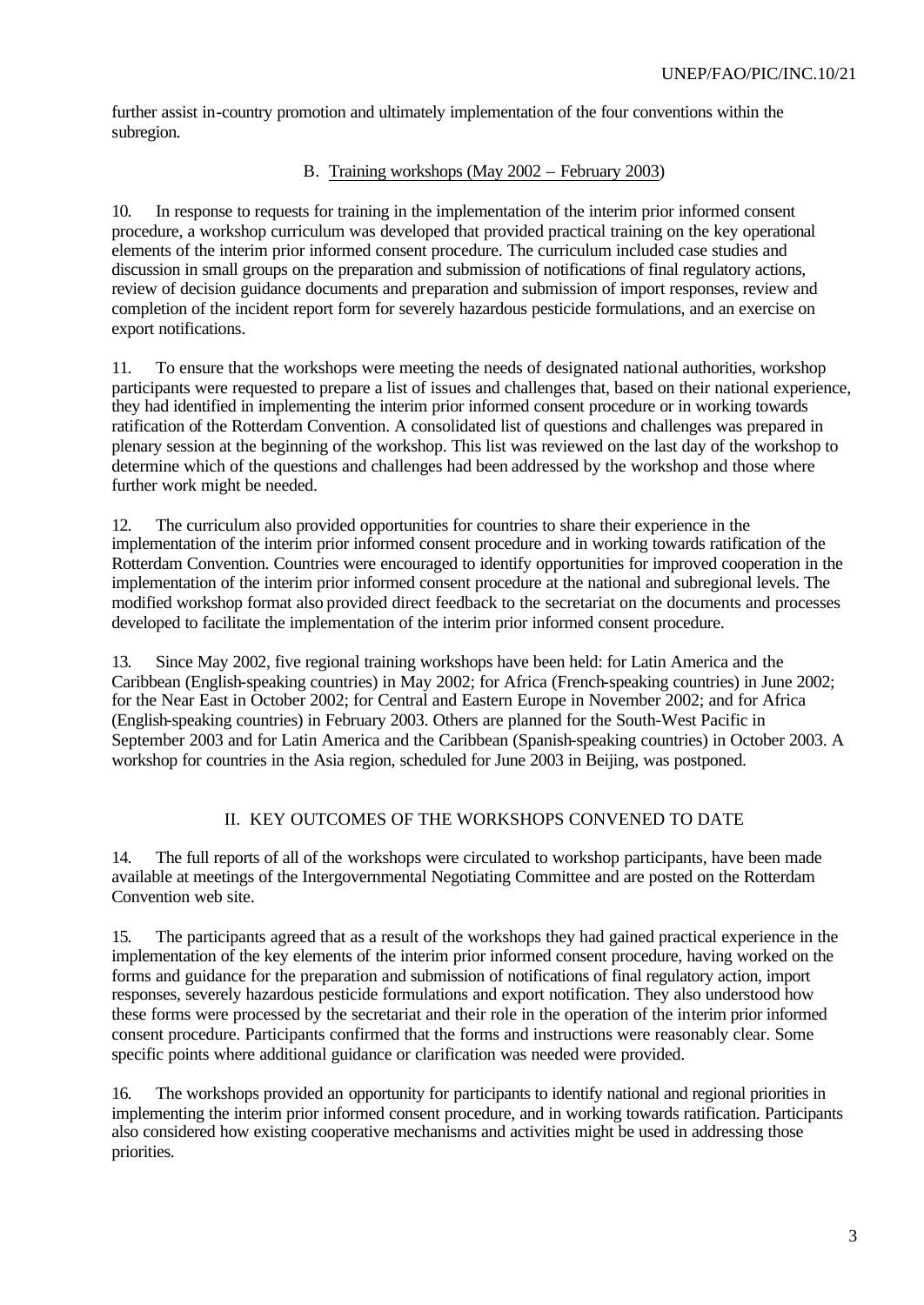further assist in-country promotion and ultimately implementation of the four conventions within the subregion.

### B. Training workshops (May 2002 – February 2003)

10. In response to requests for training in the implementation of the interim prior informed consent procedure, a workshop curriculum was developed that provided practical training on the key operational elements of the interim prior informed consent procedure. The curriculum included case studies and discussion in small groups on the preparation and submission of notifications of final regulatory actions, review of decision guidance documents and preparation and submission of import responses, review and completion of the incident report form for severely hazardous pesticide formulations, and an exercise on export notifications.

11. To ensure that the workshops were meeting the needs of designated national authorities, workshop participants were requested to prepare a list of issues and challenges that, based on their national experience, they had identified in implementing the interim prior informed consent procedure or in working towards ratification of the Rotterdam Convention. A consolidated list of questions and challenges was prepared in plenary session at the beginning of the workshop. This list was reviewed on the last day of the workshop to determine which of the questions and challenges had been addressed by the workshop and those where further work might be needed.

12. The curriculum also provided opportunities for countries to share their experience in the implementation of the interim prior informed consent procedure and in working towards ratification of the Rotterdam Convention. Countries were encouraged to identify opportunities for improved cooperation in the implementation of the interim prior informed consent procedure at the national and subregional levels. The modified workshop format also provided direct feedback to the secretariat on the documents and processes developed to facilitate the implementation of the interim prior informed consent procedure.

13. Since May 2002, five regional training workshops have been held: for Latin America and the Caribbean (English-speaking countries) in May 2002; for Africa (French-speaking countries) in June 2002; for the Near East in October 2002; for Central and Eastern Europe in November 2002; and for Africa (English-speaking countries) in February 2003. Others are planned for the South-West Pacific in September 2003 and for Latin America and the Caribbean (Spanish-speaking countries) in October 2003. A workshop for countries in the Asia region, scheduled for June 2003 in Beijing, was postponed.

## II. KEY OUTCOMES OF THE WORKSHOPS CONVENED TO DATE

14. The full reports of all of the workshops were circulated to workshop participants, have been made available at meetings of the Intergovernmental Negotiating Committee and are posted on the Rotterdam Convention web site.

15. The participants agreed that as a result of the workshops they had gained practical experience in the implementation of the key elements of the interim prior informed consent procedure, having worked on the forms and guidance for the preparation and submission of notifications of final regulatory action, import responses, severely hazardous pesticide formulations and export notification. They also understood how these forms were processed by the secretariat and their role in the operation of the interim prior informed consent procedure. Participants confirmed that the forms and instructions were reasonably clear. Some specific points where additional guidance or clarification was needed were provided.

16. The workshops provided an opportunity for participants to identify national and regional priorities in implementing the interim prior informed consent procedure, and in working towards ratification. Participants also considered how existing cooperative mechanisms and activities might be used in addressing those priorities.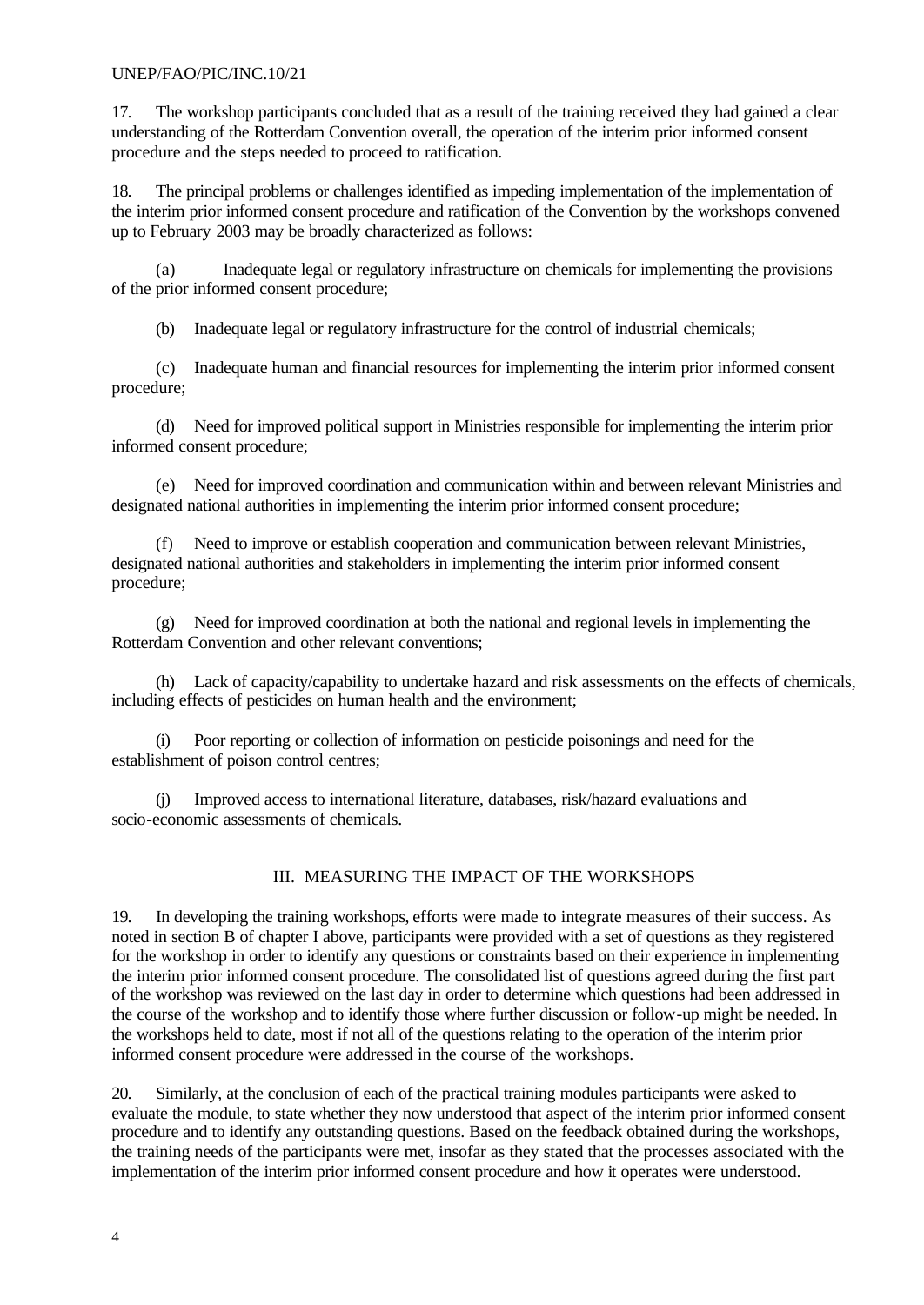17. The workshop participants concluded that as a result of the training received they had gained a clear understanding of the Rotterdam Convention overall, the operation of the interim prior informed consent procedure and the steps needed to proceed to ratification.

18. The principal problems or challenges identified as impeding implementation of the implementation of the interim prior informed consent procedure and ratification of the Convention by the workshops convened up to February 2003 may be broadly characterized as follows:

(a) Inadequate legal or regulatory infrastructure on chemicals for implementing the provisions of the prior informed consent procedure;

(b) Inadequate legal or regulatory infrastructure for the control of industrial chemicals;

(c) Inadequate human and financial resources for implementing the interim prior informed consent procedure;

(d) Need for improved political support in Ministries responsible for implementing the interim prior informed consent procedure;

(e) Need for improved coordination and communication within and between relevant Ministries and designated national authorities in implementing the interim prior informed consent procedure;

(f) Need to improve or establish cooperation and communication between relevant Ministries, designated national authorities and stakeholders in implementing the interim prior informed consent procedure;

(g) Need for improved coordination at both the national and regional levels in implementing the Rotterdam Convention and other relevant conventions;

(h) Lack of capacity/capability to undertake hazard and risk assessments on the effects of chemicals, including effects of pesticides on human health and the environment;

(i) Poor reporting or collection of information on pesticide poisonings and need for the establishment of poison control centres;

(j) Improved access to international literature, databases, risk/hazard evaluations and socio-economic assessments of chemicals.

## III. MEASURING THE IMPACT OF THE WORKSHOPS

19. In developing the training workshops, efforts were made to integrate measures of their success. As noted in section B of chapter I above, participants were provided with a set of questions as they registered for the workshop in order to identify any questions or constraints based on their experience in implementing the interim prior informed consent procedure. The consolidated list of questions agreed during the first part of the workshop was reviewed on the last day in order to determine which questions had been addressed in the course of the workshop and to identify those where further discussion or follow-up might be needed. In the workshops held to date, most if not all of the questions relating to the operation of the interim prior informed consent procedure were addressed in the course of the workshops.

20. Similarly, at the conclusion of each of the practical training modules participants were asked to evaluate the module, to state whether they now understood that aspect of the interim prior informed consent procedure and to identify any outstanding questions. Based on the feedback obtained during the workshops, the training needs of the participants were met, insofar as they stated that the processes associated with the implementation of the interim prior informed consent procedure and how it operates were understood.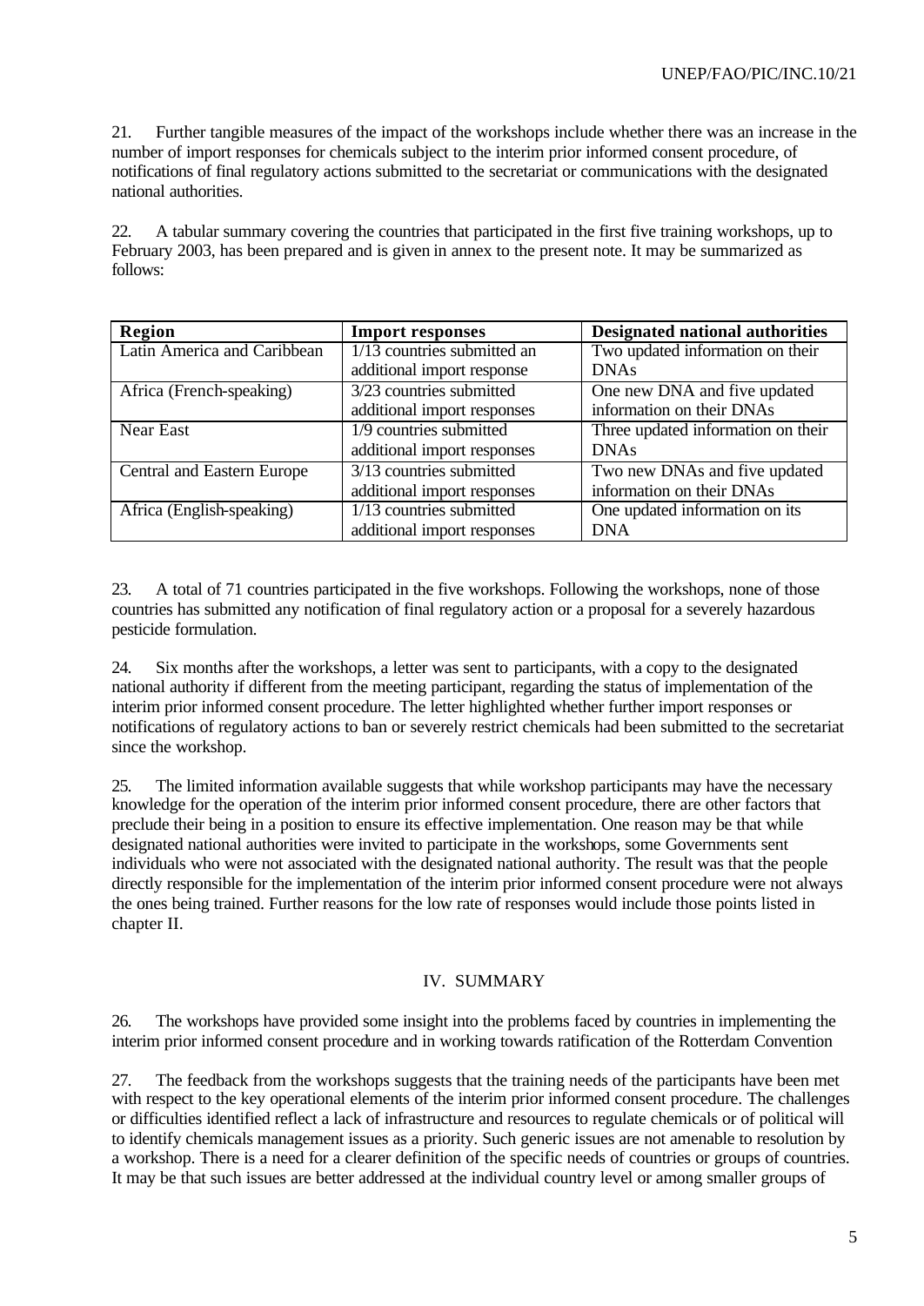21. Further tangible measures of the impact of the workshops include whether there was an increase in the number of import responses for chemicals subject to the interim prior informed consent procedure, of notifications of final regulatory actions submitted to the secretariat or communications with the designated national authorities.

22. A tabular summary covering the countries that participated in the first five training workshops, up to February 2003, has been prepared and is given in annex to the present note. It may be summarized as follows:

| Region | Import responses | Designated national authorities |
|---|---|---|
| Latin America and Caribbean | 1/13 countries submitted an additional import response | Two updated information on their DNAs |
| Africa (French-speaking) | 3/23 countries submitted additional import responses | One new DNA and five updated information on their DNAs |
| Near East | 1/9 countries submitted additional import responses | Three updated information on their DNAs |
| Central and Eastern Europe | 3/13 countries submitted additional import responses | Two new DNAs and five updated information on their DNAs |
| Africa (English-speaking) | 1/13 countries submitted additional import responses | One updated information on its DNA |

23. A total of 71 countries participated in the five workshops. Following the workshops, none of those countries has submitted any notification of final regulatory action or a proposal for a severely hazardous pesticide formulation.

24. Six months after the workshops, a letter was sent to participants, with a copy to the designated national authority if different from the meeting participant, regarding the status of implementation of the interim prior informed consent procedure. The letter highlighted whether further import responses or notifications of regulatory actions to ban or severely restrict chemicals had been submitted to the secretariat since the workshop.

25. The limited information available suggests that while workshop participants may have the necessary knowledge for the operation of the interim prior informed consent procedure, there are other factors that preclude their being in a position to ensure its effective implementation. One reason may be that while designated national authorities were invited to participate in the workshops, some Governments sent individuals who were not associated with the designated national authority. The result was that the people directly responsible for the implementation of the interim prior informed consent procedure were not always the ones being trained. Further reasons for the low rate of responses would include those points listed in chapter II.

## IV. SUMMARY

26. The workshops have provided some insight into the problems faced by countries in implementing the interim prior informed consent procedure and in working towards ratification of the Rotterdam Convention

27. The feedback from the workshops suggests that the training needs of the participants have been met with respect to the key operational elements of the interim prior informed consent procedure. The challenges or difficulties identified reflect a lack of infrastructure and resources to regulate chemicals or of political will to identify chemicals management issues as a priority. Such generic issues are not amenable to resolution by a workshop. There is a need for a clearer definition of the specific needs of countries or groups of countries. It may be that such issues are better addressed at the individual country level or among smaller groups of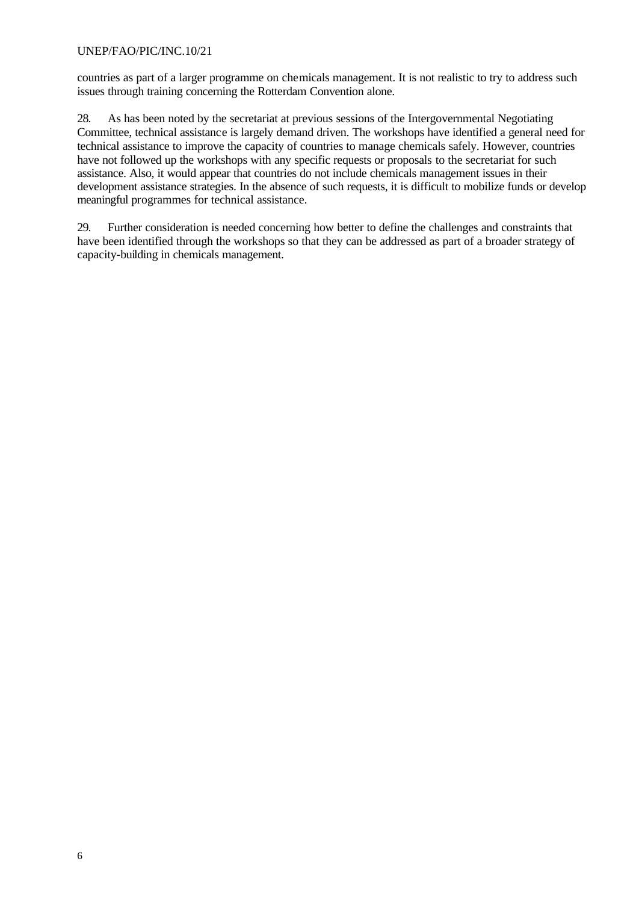countries as part of a larger programme on chemicals management. It is not realistic to try to address such issues through training concerning the Rotterdam Convention alone.

28. As has been noted by the secretariat at previous sessions of the Intergovernmental Negotiating Committee, technical assistance is largely demand driven. The workshops have identified a general need for technical assistance to improve the capacity of countries to manage chemicals safely. However, countries have not followed up the workshops with any specific requests or proposals to the secretariat for such assistance. Also, it would appear that countries do not include chemicals management issues in their development assistance strategies. In the absence of such requests, it is difficult to mobilize funds or develop meaningful programmes for technical assistance.

29. Further consideration is needed concerning how better to define the challenges and constraints that have been identified through the workshops so that they can be addressed as part of a broader strategy of capacity-building in chemicals management.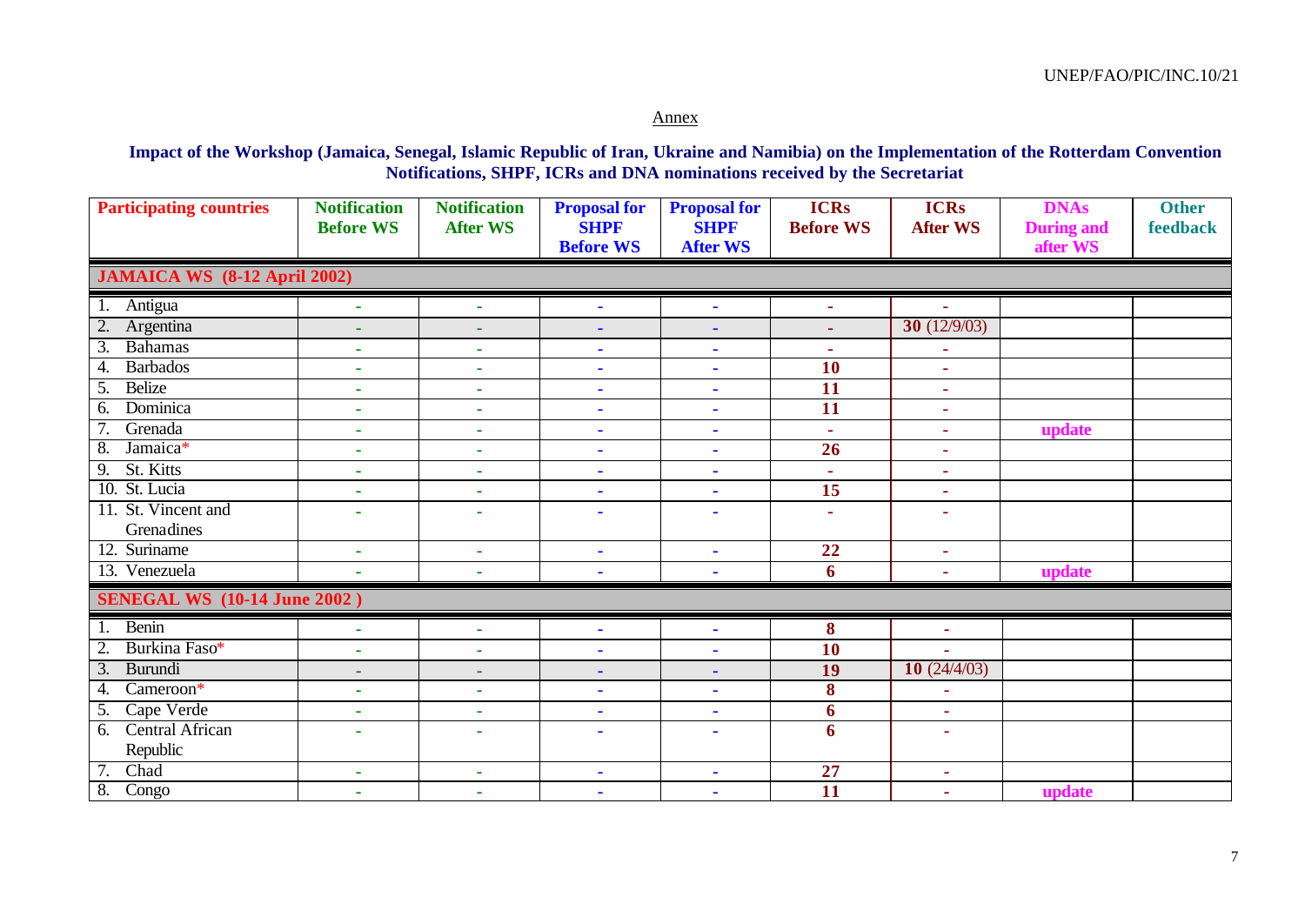Annex

## Impact of the Workshop (Jamaica, Senegal, Islamic Republic of Iran, Ukraine and Namibia) on the Implementation of the Rotterdam Convention Notifications, SHPF, ICRs and DNA nominations received by the Secretariat

| Participating countries | Notification Before WS | Notification After WS | Proposal for SHPF Before WS | Proposal for SHPF After WS | ICRs Before WS | ICRs After WS | DNAs During and after WS | Other feedback |
|---|---|---|---|---|---|---|---|---|
| **JAMAICA WS (8-12 April 2002)** | | | | | | | | |
| 1. Antigua | - | - | - | - | - | - | | |
| 2. Argentina | - | - | - | - | - | **30** (12/9/03) | | |
| 3. Bahamas | - | - | - | - | - | - | | |
| 4. Barbados | - | - | - | - | **10** | - | | |
| 5. Belize | - | - | - | - | **11** | - | | |
| 6. Dominica | - | - | - | - | **11** | - | | |
| 7. Grenada | - | - | - | - | - | - | **update** | |
| 8. Jamaica* | - | - | - | - | **26** | - | | |
| 9. St. Kitts | - | - | - | - | - | - | | |
| 10. St. Lucia | - | - | - | - | **15** | - | | |
| 11. St. Vincent and Grenadines | - | - | - | - | - | - | | |
| 12. Suriname | - | - | - | - | **22** | - | | |
| 13. Venezuela | - | - | - | - | **6** | - | **update** | |
| **SENEGAL WS (10-14 June 2002 )** | | | | | | | | |
| 1. Benin | - | - | - | - | **8** | - | | |
| 2. Burkina Faso* | - | - | - | - | **10** | - | | |
| 3. Burundi | - | - | - | - | **19** | **10** (24/4/03) | | |
| 4. Cameroon* | - | - | - | - | **8** | - | | |
| 5. Cape Verde | - | - | - | - | **6** | - | | |
| 6. Central African Republic | - | - | - | - | **6** | - | | |
| 7. Chad | - | - | - | - | **27** | - | | |
| 8. Congo | - | - | - | - | **11** | - | **update** | |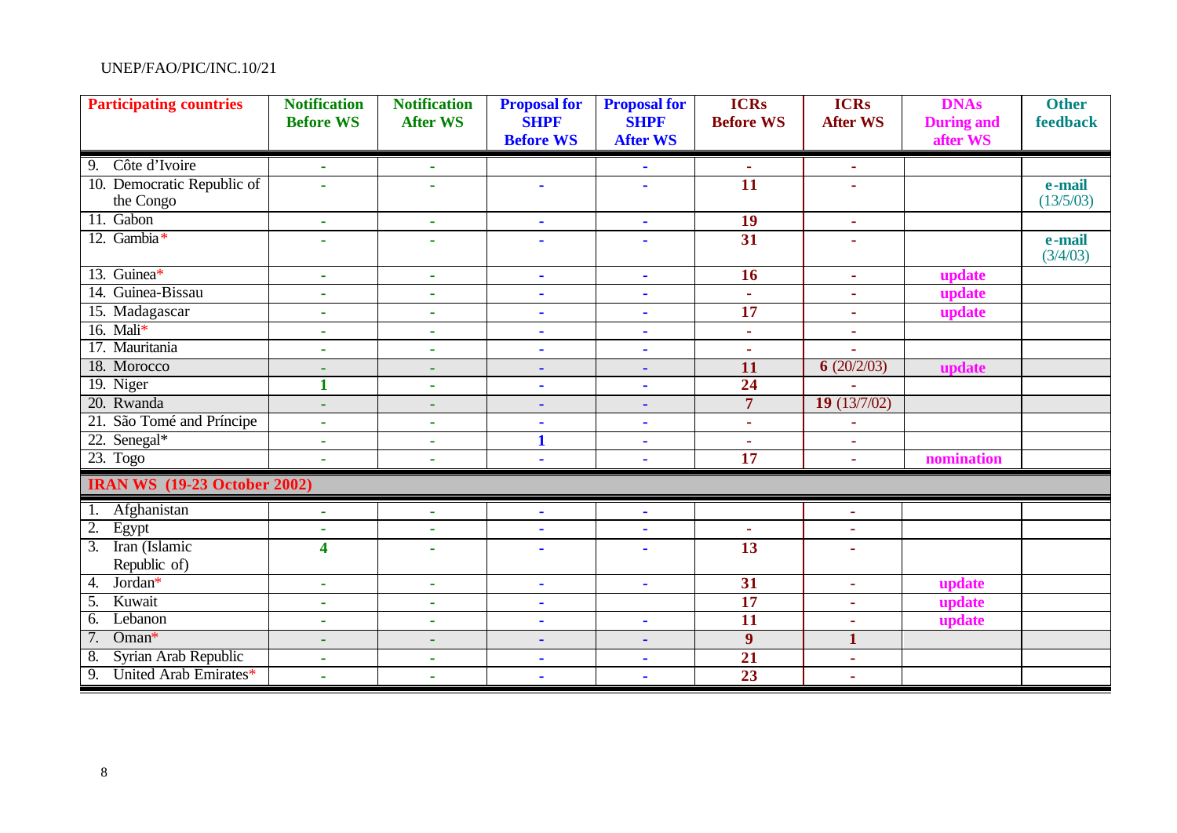| Participating countries | Notification Before WS | Notification After WS | Proposal for SHPF Before WS | Proposal for SHPF After WS | ICRs Before WS | ICRs After WS | DNAs During and after WS | Other feedback |
|---|---|---|---|---|---|---|---|---|
| 9. Côte d'Ivoire | - | - | | - | - | - | | |
| 10. Democratic Republic of the Congo | - | - | - | - | **11** | - | | **e-mail** (13/5/03) |
| 11. Gabon | - | - | - | - | **19** | - | | |
| 12. Gambia* | - | - | - | - | **31** | - | | **e-mail** (3/4/03) |
| 13. Guinea* | - | - | - | - | **16** | - | **update** | |
| 14. Guinea-Bissau | - | - | - | - | - | - | **update** | |
| 15. Madagascar | - | - | - | - | **17** | - | **update** | |
| 16. Mali* | - | - | - | - | - | - | | |
| 17. Mauritania | - | - | - | - | - | - | | |
| 18. Morocco | - | - | - | - | **11** | **6** (20/2/03) | **update** | |
| 19. Niger | **1** | - | - | - | **24** | - | | |
| 20. Rwanda | - | - | - | - | **7** | **19** (13/7/02) | | |
| 21. São Tomé and Príncipe | - | - | - | - | - | - | | |
| 22. Senegal* | - | - | **1** | - | - | - | | |
| 23. Togo | - | - | - | - | **17** | - | **nomination** | |
| **IRAN WS (19-23 October 2002)** | | | | | | | | |
| 1. Afghanistan | - | - | - | - | | - | | |
| 2. Egypt | - | - | - | - | - | - | | |
| 3. Iran (Islamic Republic of) | **4** | - | - | - | **13** | - | | |
| 4. Jordan* | - | - | - | - | **31** | - | **update** | |
| 5. Kuwait | - | - | - | | **17** | - | **update** | |
| 6. Lebanon | - | - | - | - | **11** | - | **update** | |
| 7. Oman* | - | - | - | - | **9** | **1** | | |
| 8. Syrian Arab Republic | - | - | - | - | **21** | - | | |
| 9. United Arab Emirates* | - | - | - | - | **23** | - | | |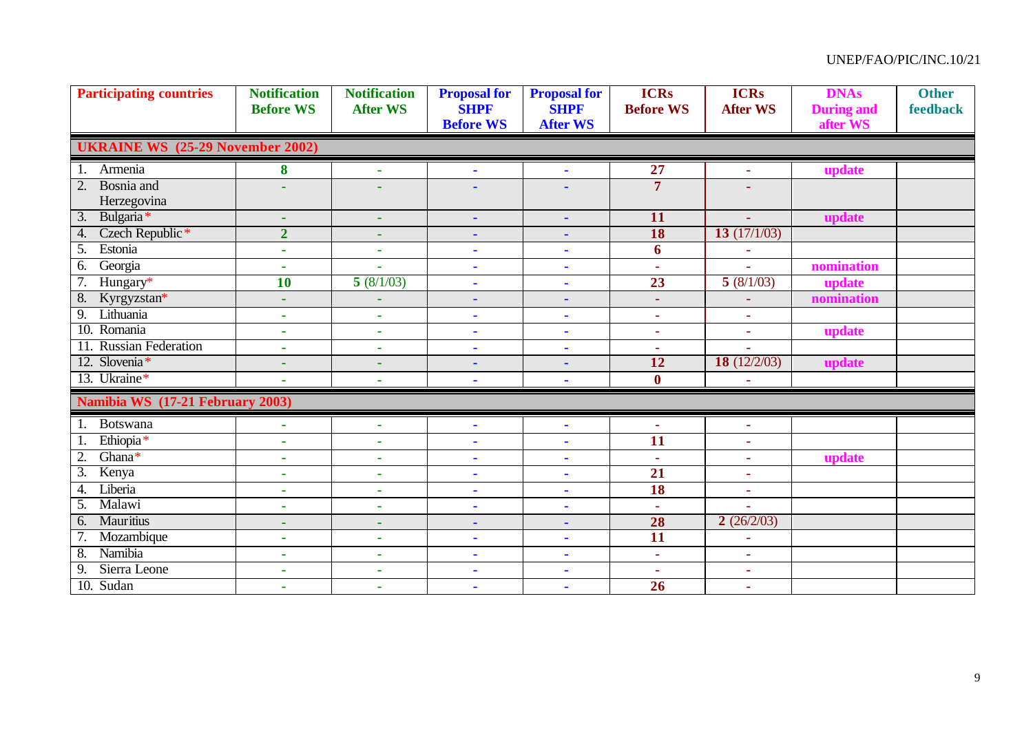| Participating countries | Notification Before WS | Notification After WS | Proposal for SHPF Before WS | Proposal for SHPF After WS | ICRs Before WS | ICRs After WS | DNAs During and after WS | Other feedback |
|---|---|---|---|---|---|---|---|---|
| **UKRAINE WS (25-29 November 2002)** | | | | | | | | |
| 1. Armenia | **8** | - | - | - | **27** | - | **update** | |
| 2. Bosnia and Herzegovina | - | - | - | - | **7** | - | | |
| 3. Bulgaria* | - | - | - | - | **11** | - | **update** | |
| 4. Czech Republic* | **2** | - | - | - | **18** | **13** (17/1/03) | | |
| 5. Estonia | - | - | - | - | **6** | - | | |
| 6. Georgia | - | - | - | - | - | - | **nomination** | |
| 7. Hungary* | **10** | **5** (8/1/03) | - | - | **23** | **5** (8/1/03) | **update** | |
| 8. Kyrgyzstan* | - | - | - | - | - | - | **nomination** | |
| 9. Lithuania | - | - | - | - | - | - | | |
| 10. Romania | - | - | - | - | - | - | **update** | |
| 11. Russian Federation | - | - | - | - | - | - | | |
| 12. Slovenia* | - | - | - | - | **12** | **18** (12/2/03) | **update** | |
| 13. Ukraine* | - | - | - | - | **0** | - | | |
| **Namibia WS (17-21 February 2003)** | | | | | | | | |
| 1. Botswana | - | - | - | - | - | - | | |
| 1. Ethiopia* | - | - | - | - | **11** | - | | |
| 2. Ghana* | - | - | - | - | - | - | **update** | |
| 3. Kenya | - | - | - | - | **21** | - | | |
| 4. Liberia | - | - | - | - | **18** | - | | |
| 5. Malawi | - | - | - | - | - | - | | |
| 6. Mauritius | - | - | - | - | **28** | **2** (26/2/03) | | |
| 7. Mozambique | - | - | - | - | **11** | - | | |
| 8. Namibia | - | - | - | - | - | - | | |
| 9. Sierra Leone | - | - | - | - | - | - | | |
| 10. Sudan | - | - | - | - | **26** | - | | |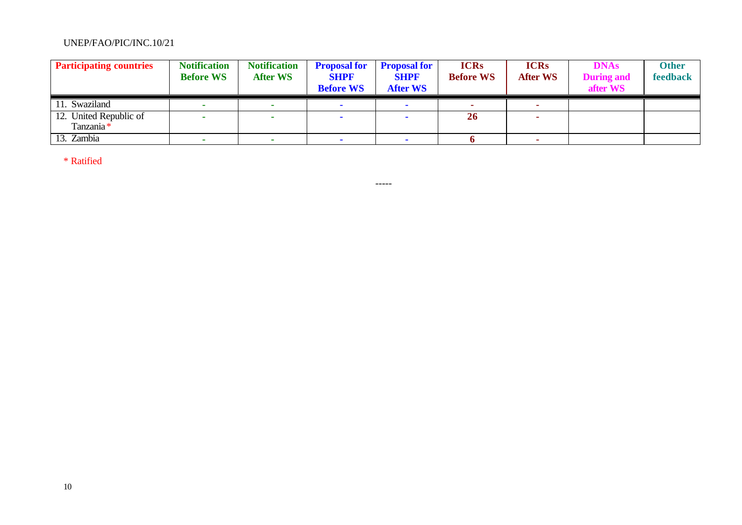| Participating countries | Notification Before WS | Notification After WS | Proposal for SHPF Before WS | Proposal for SHPF After WS | ICRs Before WS | ICRs After WS | DNAs During and after WS | Other feedback |
|---|---|---|---|---|---|---|---|---|
| 11. Swaziland | - | - | - | - | - | - | | |
| 12. United Republic of Tanzania* | - | - | - | - | 26 | - | | |
| 13. Zambia | - | - | - | - | 6 | - | | |

\* Ratified

-----